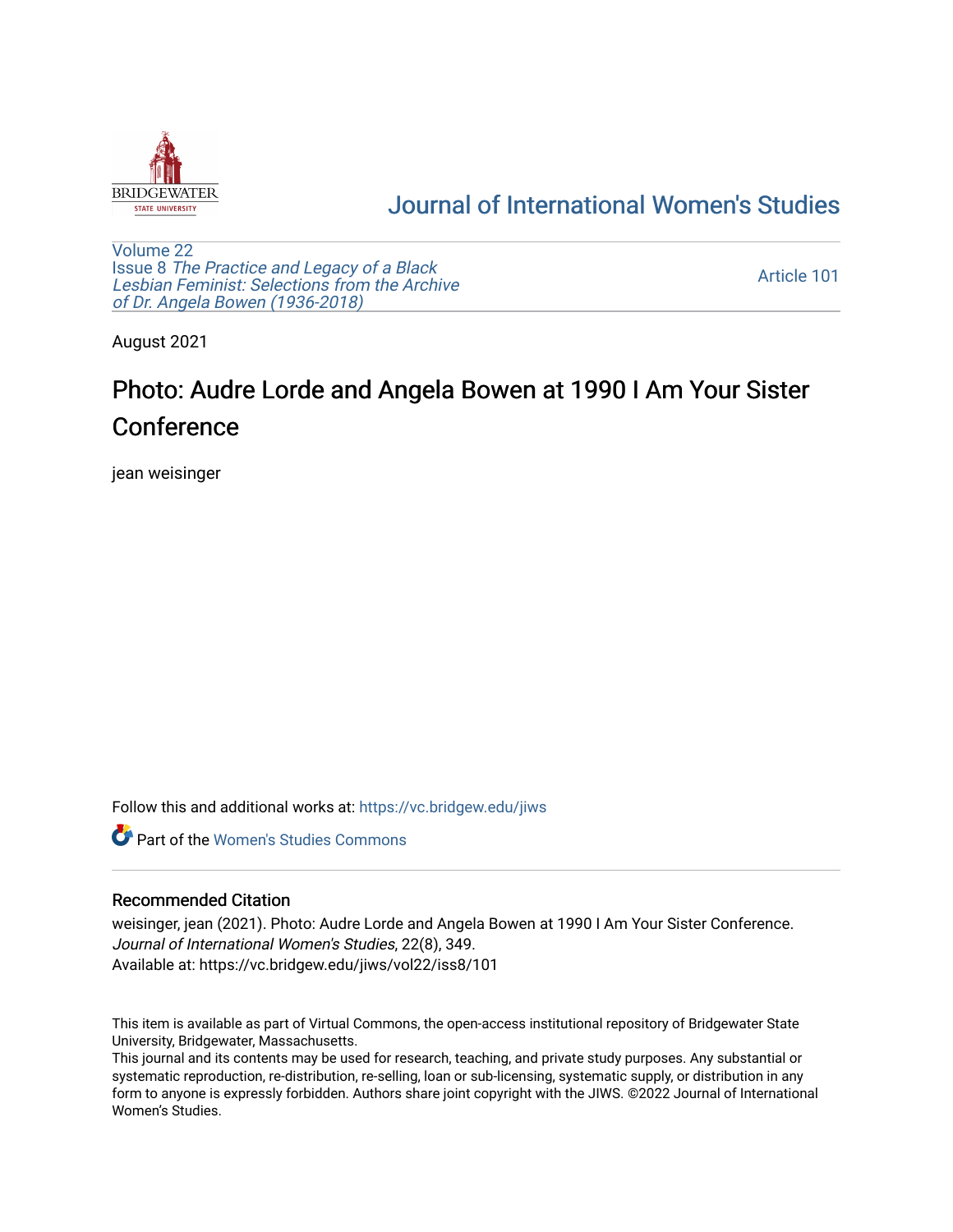Journal of International Women's Studies

Volume 22
Issue 8 *The Practice and Legacy of a Black Lesbian Feminist: Selections from the Archive of Dr. Angela Bowen (1936-2018)*

Article 101

August 2021

# Photo: Audre Lorde and Angela Bowen at 1990 I Am Your Sister Conference

jean weisinger

Follow this and additional works at: https://vc.bridgew.edu/jiws

Part of the Women's Studies Commons

## Recommended Citation

weisinger, jean (2021). Photo: Audre Lorde and Angela Bowen at 1990 I Am Your Sister Conference. *Journal of International Women's Studies*, 22(8), 349.
Available at: https://vc.bridgew.edu/jiws/vol22/iss8/101

This item is available as part of Virtual Commons, the open-access institutional repository of Bridgewater State University, Bridgewater, Massachusetts.
This journal and its contents may be used for research, teaching, and private study purposes. Any substantial or systematic reproduction, re-distribution, re-selling, loan or sub-licensing, systematic supply, or distribution in any form to anyone is expressly forbidden. Authors share joint copyright with the JIWS. ©2022 Journal of International Women's Studies.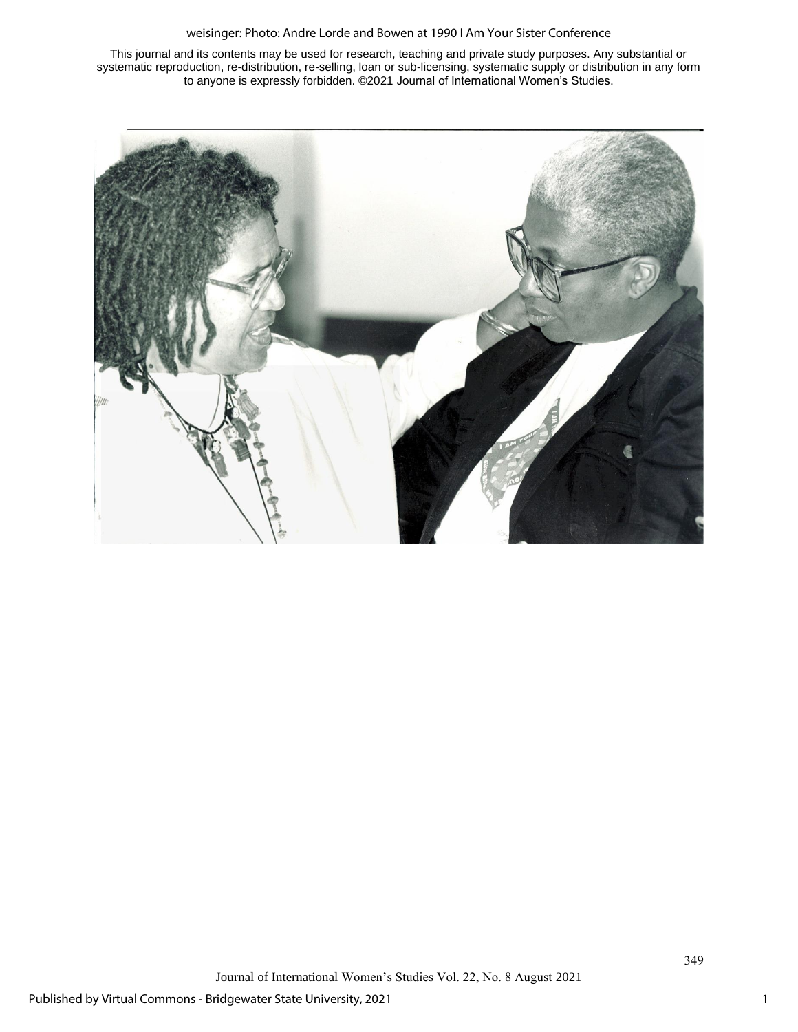This journal and its contents may be used for research, teaching and private study purposes. Any substantial or systematic reproduction, re-distribution, re-selling, loan or sub-licensing, systematic supply or distribution in any form to anyone is expressly forbidden. ©2021 Journal of International Women's Studies.